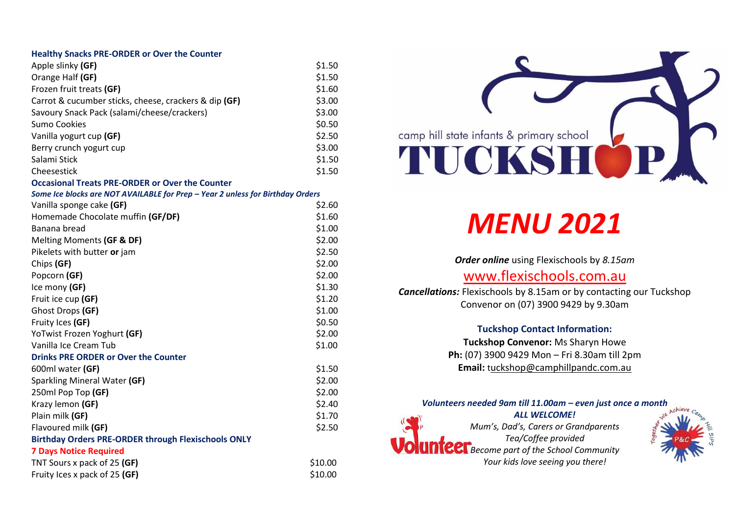### Healthy Snacks PRE-ORDER or Over the Counter

| Item | Price |
|---|---|
| Apple slinky **(GF)** | $1.50 |
| Orange Half **(GF)** | $1.50 |
| Frozen fruit treats **(GF)** | $1.60 |
| Carrot & cucumber sticks, cheese, crackers & dip **(GF)** | $3.00 |
| Savoury Snack Pack (salami/cheese/crackers) | $3.00 |
| Sumo Cookies | $0.50 |
| Vanilla yogurt cup **(GF)** | $2.50 |
| Berry crunch yogurt cup | $3.00 |
| Salami Stick | $1.50 |
| Cheesestick | $1.50 |

### Occasional Treats PRE-ORDER or Over the Counter

***Some Ice blocks are NOT AVAILABLE for Prep – Year 2 unless for Birthday Orders***

| Item | Price |
|---|---|
| Vanilla sponge cake **(GF)** | $2.60 |
| Homemade Chocolate muffin **(GF/DF)** | $1.60 |
| Banana bread | $1.00 |
| Melting Moments **(GF & DF)** | $2.00 |
| Pikelets with butter **or** jam | $2.50 |
| Chips **(GF)** | $2.00 |
| Popcorn **(GF)** | $2.00 |
| Ice mony **(GF)** | $1.30 |
| Fruit ice cup **(GF)** | $1.20 |
| Ghost Drops **(GF)** | $1.00 |
| Fruity Ices **(GF)** | $0.50 |
| YoTwist Frozen Yoghurt **(GF)** | $2.00 |
| Vanilla Ice Cream Tub | $1.00 |

### Drinks PRE ORDER or Over the Counter

| Item | Price |
|---|---|
| 600ml water **(GF)** | $1.50 |
| Sparkling Mineral Water **(GF)** | $2.00 |
| 250ml Pop Top **(GF)** | $2.00 |
| Krazy lemon **(GF)** | $2.40 |
| Plain milk **(GF)** | $1.70 |
| Flavoured milk **(GF)** | $2.50 |

### Birthday Orders PRE-ORDER through Flexischools ONLY

**7 Days Notice Required**

| Item | Price |
|---|---|
| TNT Sours x pack of 25 **(GF)** | $10.00 |
| Fruity Ices x pack of 25 **(GF)** | $10.00 |

camp hill state infants & primary school

# TUCKSHOP

# *MENU 2021*

***Order online*** using Flexischools by *8.15am*

www.flexischools.com.au

***Cancellations:*** Flexischools by 8.15am or by contacting our Tuckshop Convenor on (07) 3900 9429 by 9.30am

**Tuckshop Contact Information:**

**Tuckshop Convenor:** Ms Sharyn Howe

**Ph:** (07) 3900 9429 Mon – Fri 8.30am till 2pm

**Email:** tuckshop@camphillpandc.com.au

***Volunteers needed 9am till 11.00am – even just once a month***

***ALL WELCOME!***

*Mum's, Dad's, Carers or Grandparents*

*Tea/Coffee provided*

*Become part of the School Community*

*Your kids love seeing you there!*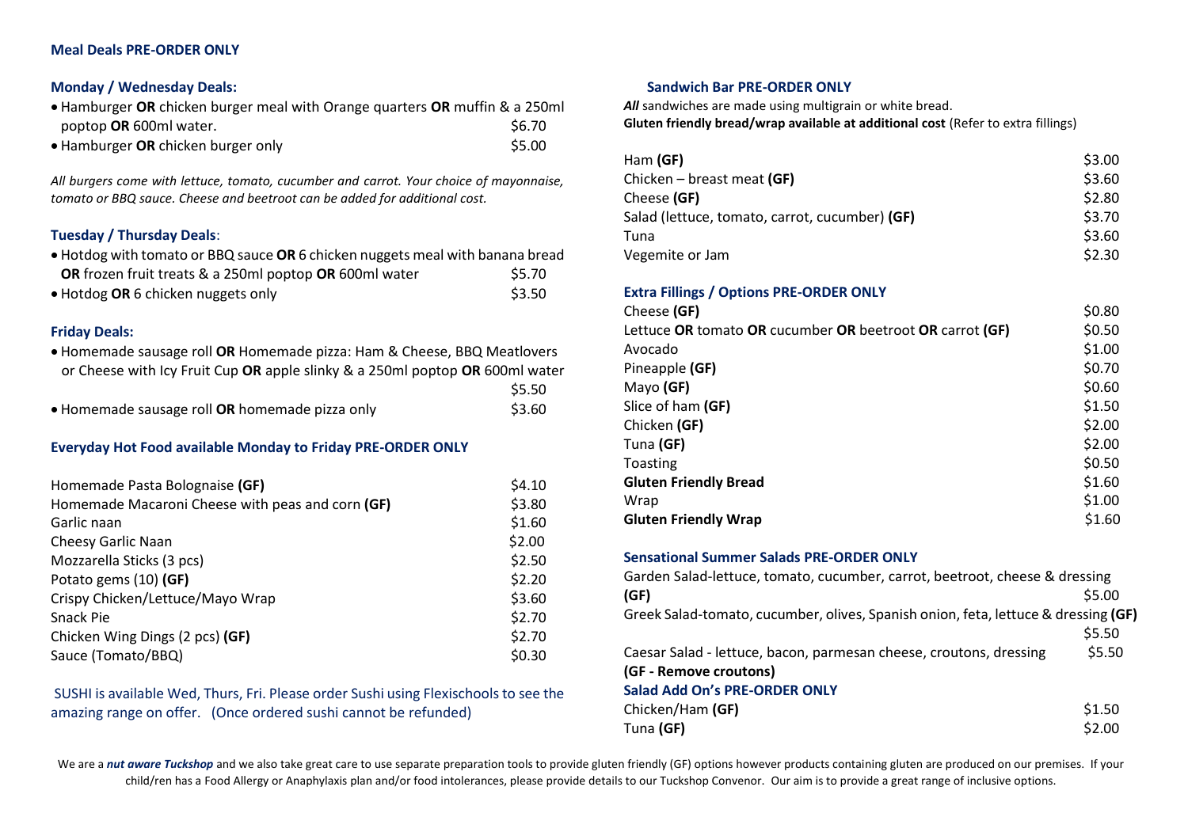## Meal Deals PRE-ORDER ONLY

### Monday / Wednesday Deals:

- Hamburger **OR** chicken burger meal with Orange quarters **OR** muffin & a 250ml poptop **OR** 600ml water. $6.70
- Hamburger **OR** chicken burger only $5.00

*All burgers come with lettuce, tomato, cucumber and carrot. Your choice of mayonnaise, tomato or BBQ sauce. Cheese and beetroot can be added for additional cost.*

### Tuesday / Thursday Deals:

- Hotdog with tomato or BBQ sauce **OR** 6 chicken nuggets meal with banana bread **OR** frozen fruit treats & a 250ml poptop **OR** 600ml water $5.70
- Hotdog **OR** 6 chicken nuggets only $3.50

### Friday Deals:

- Homemade sausage roll **OR** Homemade pizza: Ham & Cheese, BBQ Meatlovers or Cheese with Icy Fruit Cup **OR** apple slinky & a 250ml poptop **OR** 600ml water $5.50
- Homemade sausage roll **OR** homemade pizza only $3.60

### Everyday Hot Food available Monday to Friday PRE-ORDER ONLY

| | |
|---|---|
| Homemade Pasta Bolognaise **(GF)** | $4.10 |
| Homemade Macaroni Cheese with peas and corn **(GF)** | $3.80 |
| Garlic naan | $1.60 |
| Cheesy Garlic Naan | $2.00 |
| Mozzarella Sticks (3 pcs) | $2.50 |
| Potato gems (10) **(GF)** | $2.20 |
| Crispy Chicken/Lettuce/Mayo Wrap | $3.60 |
| Snack Pie | $2.70 |
| Chicken Wing Dings (2 pcs) **(GF)** | $2.70 |
| Sauce (Tomato/BBQ) | $0.30 |

SUSHI is available Wed, Thurs, Fri. Please order Sushi using Flexischools to see the amazing range on offer. (Once ordered sushi cannot be refunded)

### Sandwich Bar PRE-ORDER ONLY

***All*** sandwiches are made using multigrain or white bread.
**Gluten friendly bread/wrap available at additional cost** (Refer to extra fillings)

| | |
|---|---|
| Ham **(GF)** | $3.00 |
| Chicken – breast meat **(GF)** | $3.60 |
| Cheese **(GF)** | $2.80 |
| Salad (lettuce, tomato, carrot, cucumber) **(GF)** | $3.70 |
| Tuna | $3.60 |
| Vegemite or Jam | $2.30 |

### Extra Fillings / Options PRE-ORDER ONLY

| | |
|---|---|
| Cheese **(GF)** | $0.80 |
| Lettuce **OR** tomato **OR** cucumber **OR** beetroot **OR** carrot **(GF)** | $0.50 |
| Avocado | $1.00 |
| Pineapple **(GF)** | $0.70 |
| Mayo **(GF)** | $0.60 |
| Slice of ham **(GF)** | $1.50 |
| Chicken **(GF)** | $2.00 |
| Tuna **(GF)** | $2.00 |
| Toasting | $0.50 |
| **Gluten Friendly Bread** | $1.60 |
| Wrap | $1.00 |
| **Gluten Friendly Wrap** | $1.60 |

### Sensational Summer Salads PRE-ORDER ONLY

| | |
|---|---|
| Garden Salad-lettuce, tomato, cucumber, carrot, beetroot, cheese & dressing **(GF)** | $5.00 |
| Greek Salad-tomato, cucumber, olives, Spanish onion, feta, lettuce & dressing **(GF)** | $5.50 |
| Caesar Salad - lettuce, bacon, parmesan cheese, croutons, dressing **(GF - Remove croutons)** | $5.50 |

### Salad Add On's PRE-ORDER ONLY

| | |
|---|---|
| Chicken/Ham **(GF)** | $1.50 |
| Tuna **(GF)** | $2.00 |

We are a ***nut aware Tuckshop*** and we also take great care to use separate preparation tools to provide gluten friendly (GF) options however products containing gluten are produced on our premises. If your child/ren has a Food Allergy or Anaphylaxis plan and/or food intolerances, please provide details to our Tuckshop Convenor. Our aim is to provide a great range of inclusive options.